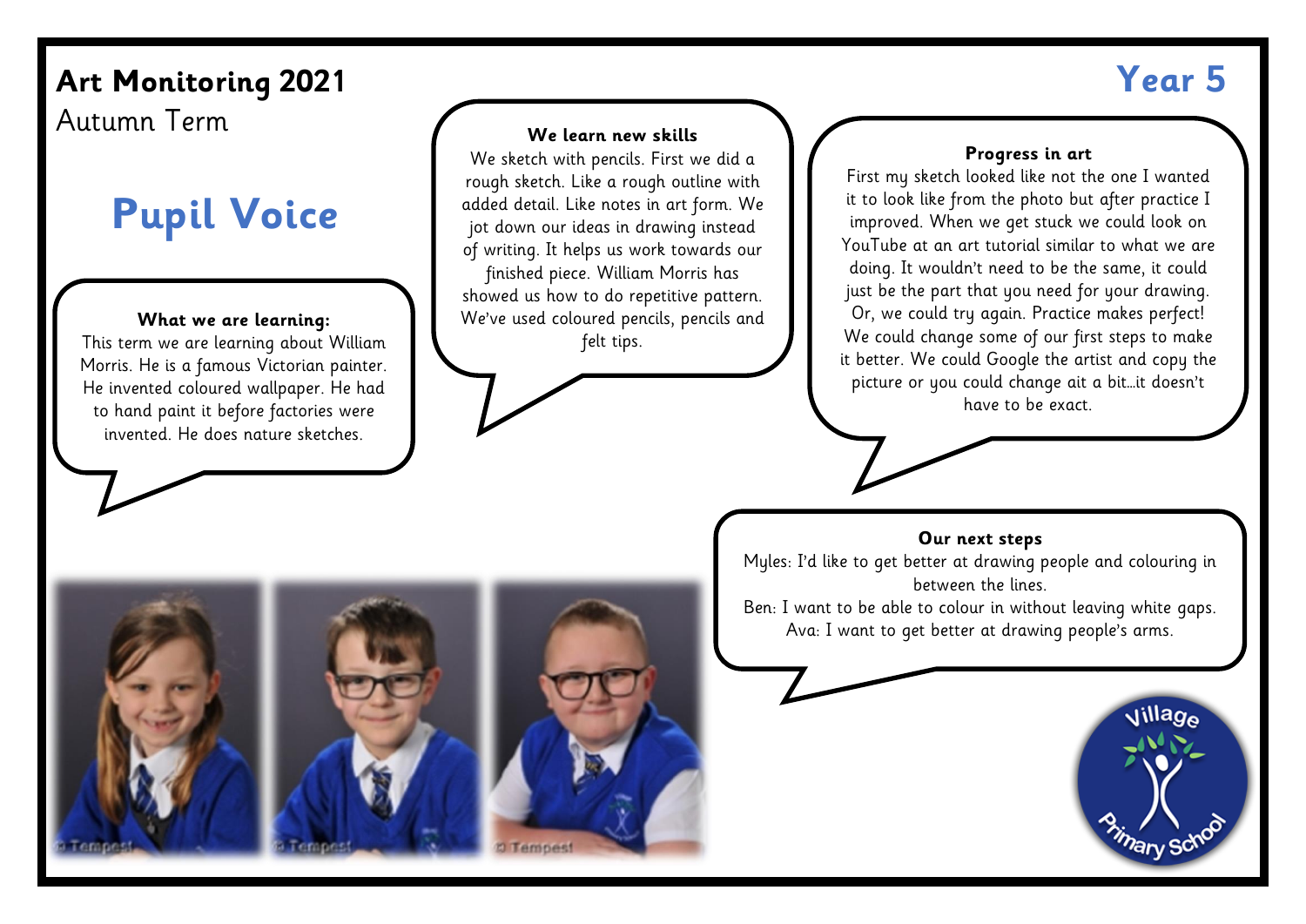# Art Monitoring 2021

Autumn Term

# Year 5

## Pupil Voice

**What we are learning:**

This term we are learning about William Morris. He is a famous Victorian painter. He invented coloured wallpaper. He had to hand paint it before factories were invented. He does nature sketches.

**We learn new skills**

We sketch with pencils. First we did a rough sketch. Like a rough outline with added detail. Like notes in art form. We jot down our ideas in drawing instead of writing. It helps us work towards our finished piece. William Morris has showed us how to do repetitive pattern. We've used coloured pencils, pencils and felt tips.

**Progress in art**

First my sketch looked like not the one I wanted it to look like from the photo but after practice I improved. When we get stuck we could look on YouTube at an art tutorial similar to what we are doing. It wouldn't need to be the same, it could just be the part that you need for your drawing. Or, we could try again. Practice makes perfect! We could change some of our first steps to make it better. We could Google the artist and copy the picture or you could change ait a bit…it doesn't have to be exact.

**Our next steps**

Myles: I'd like to get better at drawing people and colouring in between the lines.

Ben: I want to be able to colour in without leaving white gaps.

Ava: I want to get better at drawing people's arms.

Village Primary School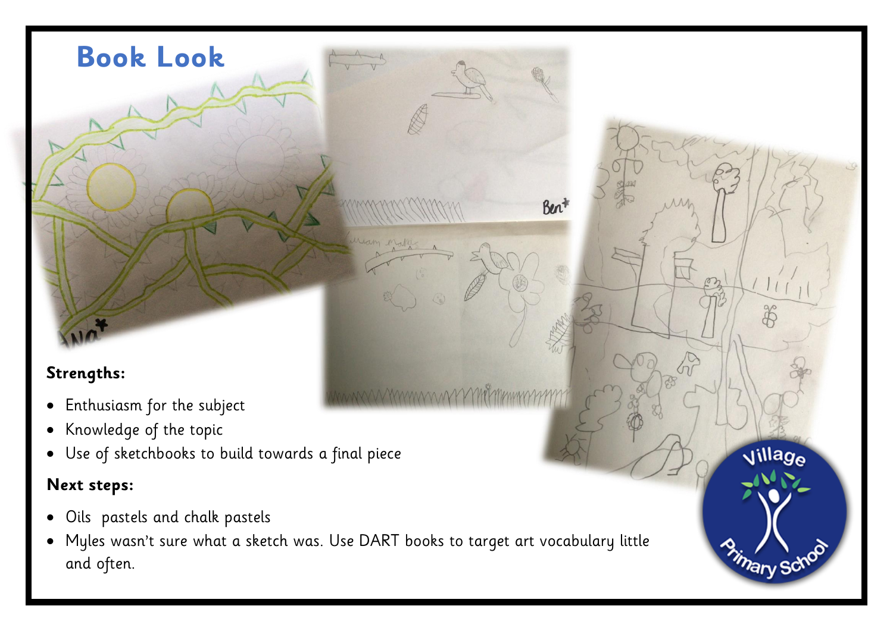# Book Look

**Strengths:**

- Enthusiasm for the subject
- Knowledge of the topic
- Use of sketchbooks to build towards a final piece

**Next steps:**

- Oils  pastels and chalk pastels
- Myles wasn't sure what a sketch was. Use DART books to target art vocabulary little and often.